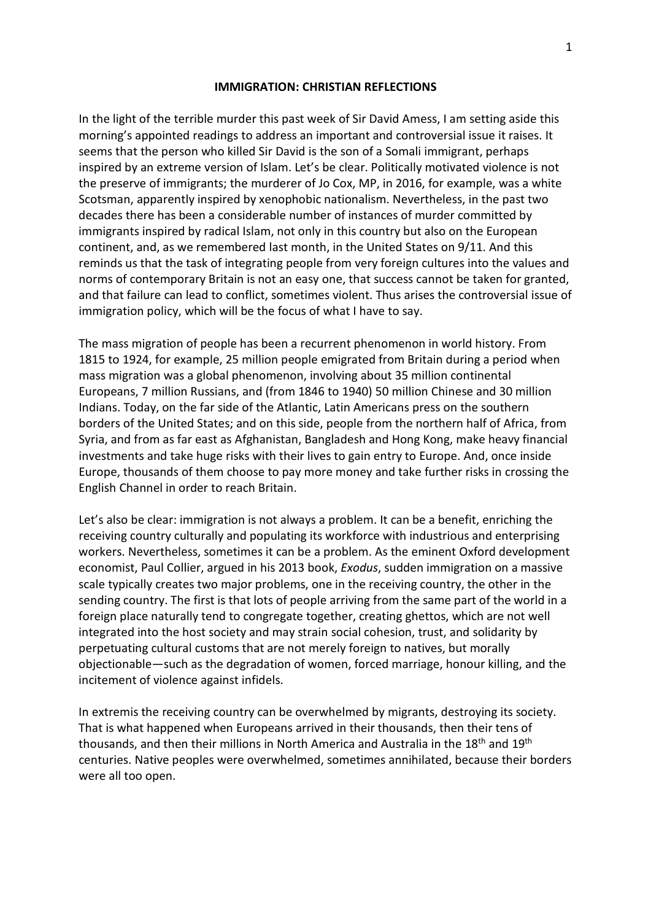# IMMIGRATION: CHRISTIAN REFLECTIONS

In the light of the terrible murder this past week of Sir David Amess, I am setting aside this morning's appointed readings to address an important and controversial issue it raises. It seems that the person who killed Sir David is the son of a Somali immigrant, perhaps inspired by an extreme version of Islam. Let's be clear. Politically motivated violence is not the preserve of immigrants; the murderer of Jo Cox, MP, in 2016, for example, was a white Scotsman, apparently inspired by xenophobic nationalism. Nevertheless, in the past two decades there has been a considerable number of instances of murder committed by immigrants inspired by radical Islam, not only in this country but also on the European continent, and, as we remembered last month, in the United States on 9/11. And this reminds us that the task of integrating people from very foreign cultures into the values and norms of contemporary Britain is not an easy one, that success cannot be taken for granted, and that failure can lead to conflict, sometimes violent. Thus arises the controversial issue of immigration policy, which will be the focus of what I have to say.

The mass migration of people has been a recurrent phenomenon in world history. From 1815 to 1924, for example, 25 million people emigrated from Britain during a period when mass migration was a global phenomenon, involving about 35 million continental Europeans, 7 million Russians, and (from 1846 to 1940) 50 million Chinese and 30 million Indians. Today, on the far side of the Atlantic, Latin Americans press on the southern borders of the United States; and on this side, people from the northern half of Africa, from Syria, and from as far east as Afghanistan, Bangladesh and Hong Kong, make heavy financial investments and take huge risks with their lives to gain entry to Europe. And, once inside Europe, thousands of them choose to pay more money and take further risks in crossing the English Channel in order to reach Britain.

Let's also be clear: immigration is not always a problem. It can be a benefit, enriching the receiving country culturally and populating its workforce with industrious and enterprising workers. Nevertheless, sometimes it can be a problem. As the eminent Oxford development economist, Paul Collier, argued in his 2013 book, *Exodus*, sudden immigration on a massive scale typically creates two major problems, one in the receiving country, the other in the sending country. The first is that lots of people arriving from the same part of the world in a foreign place naturally tend to congregate together, creating ghettos, which are not well integrated into the host society and may strain social cohesion, trust, and solidarity by perpetuating cultural customs that are not merely foreign to natives, but morally objectionable—such as the degradation of women, forced marriage, honour killing, and the incitement of violence against infidels.

In extremis the receiving country can be overwhelmed by migrants, destroying its society. That is what happened when Europeans arrived in their thousands, then their tens of thousands, and then their millions in North America and Australia in the 18th and 19th centuries. Native peoples were overwhelmed, sometimes annihilated, because their borders were all too open.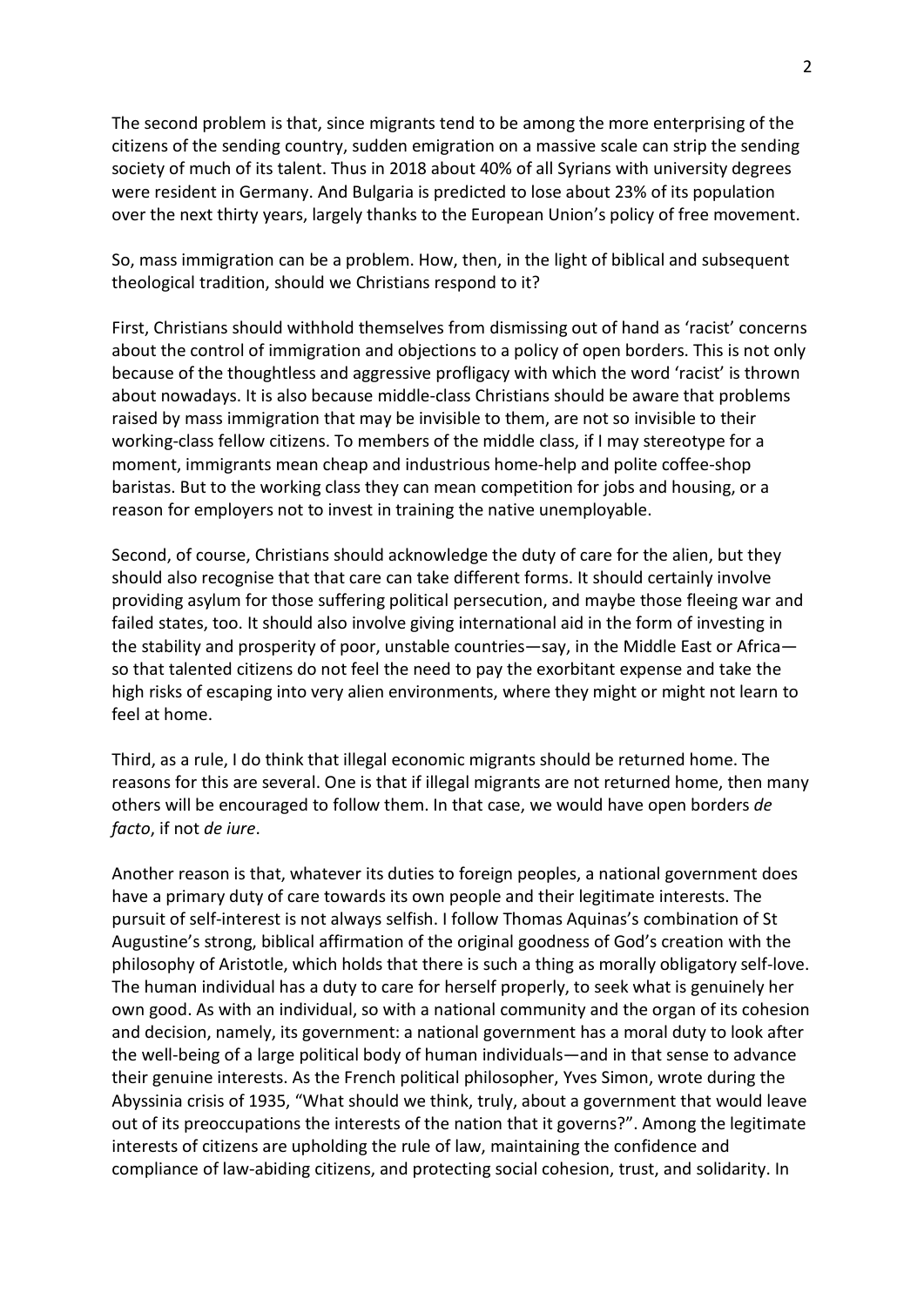The second problem is that, since migrants tend to be among the more enterprising of the citizens of the sending country, sudden emigration on a massive scale can strip the sending society of much of its talent. Thus in 2018 about 40% of all Syrians with university degrees were resident in Germany. And Bulgaria is predicted to lose about 23% of its population over the next thirty years, largely thanks to the European Union's policy of free movement.

So, mass immigration can be a problem. How, then, in the light of biblical and subsequent theological tradition, should we Christians respond to it?

First, Christians should withhold themselves from dismissing out of hand as 'racist' concerns about the control of immigration and objections to a policy of open borders. This is not only because of the thoughtless and aggressive profligacy with which the word 'racist' is thrown about nowadays. It is also because middle-class Christians should be aware that problems raised by mass immigration that may be invisible to them, are not so invisible to their working-class fellow citizens. To members of the middle class, if I may stereotype for a moment, immigrants mean cheap and industrious home-help and polite coffee-shop baristas. But to the working class they can mean competition for jobs and housing, or a reason for employers not to invest in training the native unemployable.

Second, of course, Christians should acknowledge the duty of care for the alien, but they should also recognise that that care can take different forms. It should certainly involve providing asylum for those suffering political persecution, and maybe those fleeing war and failed states, too. It should also involve giving international aid in the form of investing in the stability and prosperity of poor, unstable countries—say, in the Middle East or Africa—so that talented citizens do not feel the need to pay the exorbitant expense and take the high risks of escaping into very alien environments, where they might or might not learn to feel at home.

Third, as a rule, I do think that illegal economic migrants should be returned home. The reasons for this are several. One is that if illegal migrants are not returned home, then many others will be encouraged to follow them. In that case, we would have open borders *de facto*, if not *de iure*.

Another reason is that, whatever its duties to foreign peoples, a national government does have a primary duty of care towards its own people and their legitimate interests. The pursuit of self-interest is not always selfish. I follow Thomas Aquinas's combination of St Augustine's strong, biblical affirmation of the original goodness of God's creation with the philosophy of Aristotle, which holds that there is such a thing as morally obligatory self-love. The human individual has a duty to care for herself properly, to seek what is genuinely her own good. As with an individual, so with a national community and the organ of its cohesion and decision, namely, its government: a national government has a moral duty to look after the well-being of a large political body of human individuals—and in that sense to advance their genuine interests. As the French political philosopher, Yves Simon, wrote during the Abyssinia crisis of 1935, "What should we think, truly, about a government that would leave out of its preoccupations the interests of the nation that it governs?". Among the legitimate interests of citizens are upholding the rule of law, maintaining the confidence and compliance of law-abiding citizens, and protecting social cohesion, trust, and solidarity. In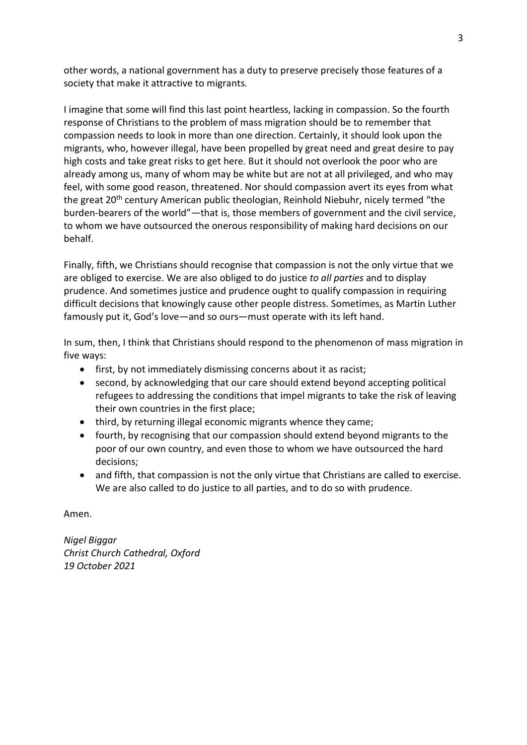other words, a national government has a duty to preserve precisely those features of a society that make it attractive to migrants.

I imagine that some will find this last point heartless, lacking in compassion. So the fourth response of Christians to the problem of mass migration should be to remember that compassion needs to look in more than one direction. Certainly, it should look upon the migrants, who, however illegal, have been propelled by great need and great desire to pay high costs and take great risks to get here. But it should not overlook the poor who are already among us, many of whom may be white but are not at all privileged, and who may feel, with some good reason, threatened. Nor should compassion avert its eyes from what the great 20th century American public theologian, Reinhold Niebuhr, nicely termed "the burden-bearers of the world"—that is, those members of government and the civil service, to whom we have outsourced the onerous responsibility of making hard decisions on our behalf.

Finally, fifth, we Christians should recognise that compassion is not the only virtue that we are obliged to exercise. We are also obliged to do justice *to all parties* and to display prudence. And sometimes justice and prudence ought to qualify compassion in requiring difficult decisions that knowingly cause other people distress. Sometimes, as Martin Luther famously put it, God's love—and so ours—must operate with its left hand.

In sum, then, I think that Christians should respond to the phenomenon of mass migration in five ways:

- first, by not immediately dismissing concerns about it as racist;
- second, by acknowledging that our care should extend beyond accepting political refugees to addressing the conditions that impel migrants to take the risk of leaving their own countries in the first place;
- third, by returning illegal economic migrants whence they came;
- fourth, by recognising that our compassion should extend beyond migrants to the poor of our own country, and even those to whom we have outsourced the hard decisions;
- and fifth, that compassion is not the only virtue that Christians are called to exercise. We are also called to do justice to all parties, and to do so with prudence.

Amen.

*Nigel Biggar*
*Christ Church Cathedral, Oxford*
*19 October 2021*